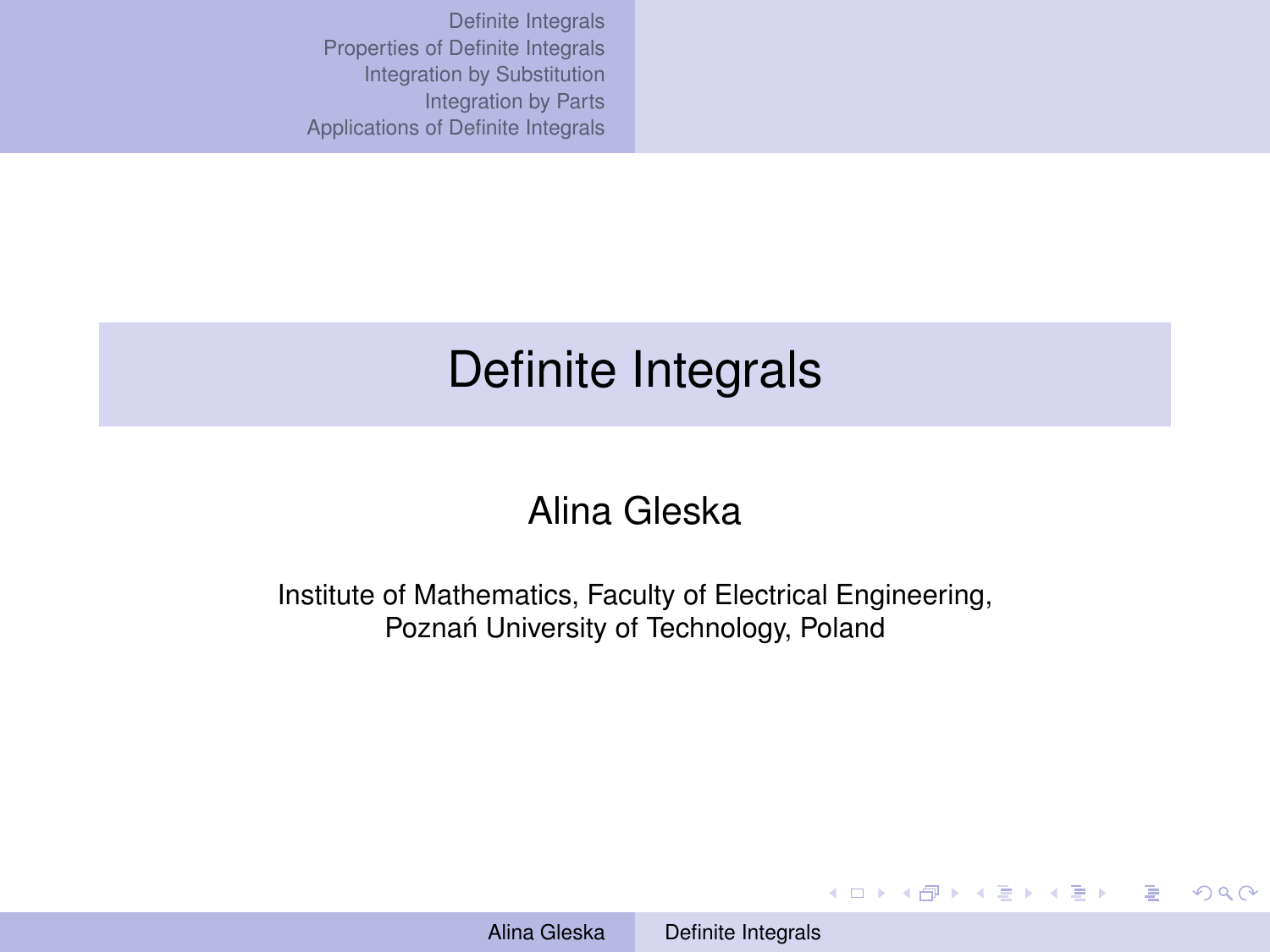# Definite Integrals

Alina Gleska

Institute of Mathematics, Faculty of Electrical Engineering,
Poznań University of Technology, Poland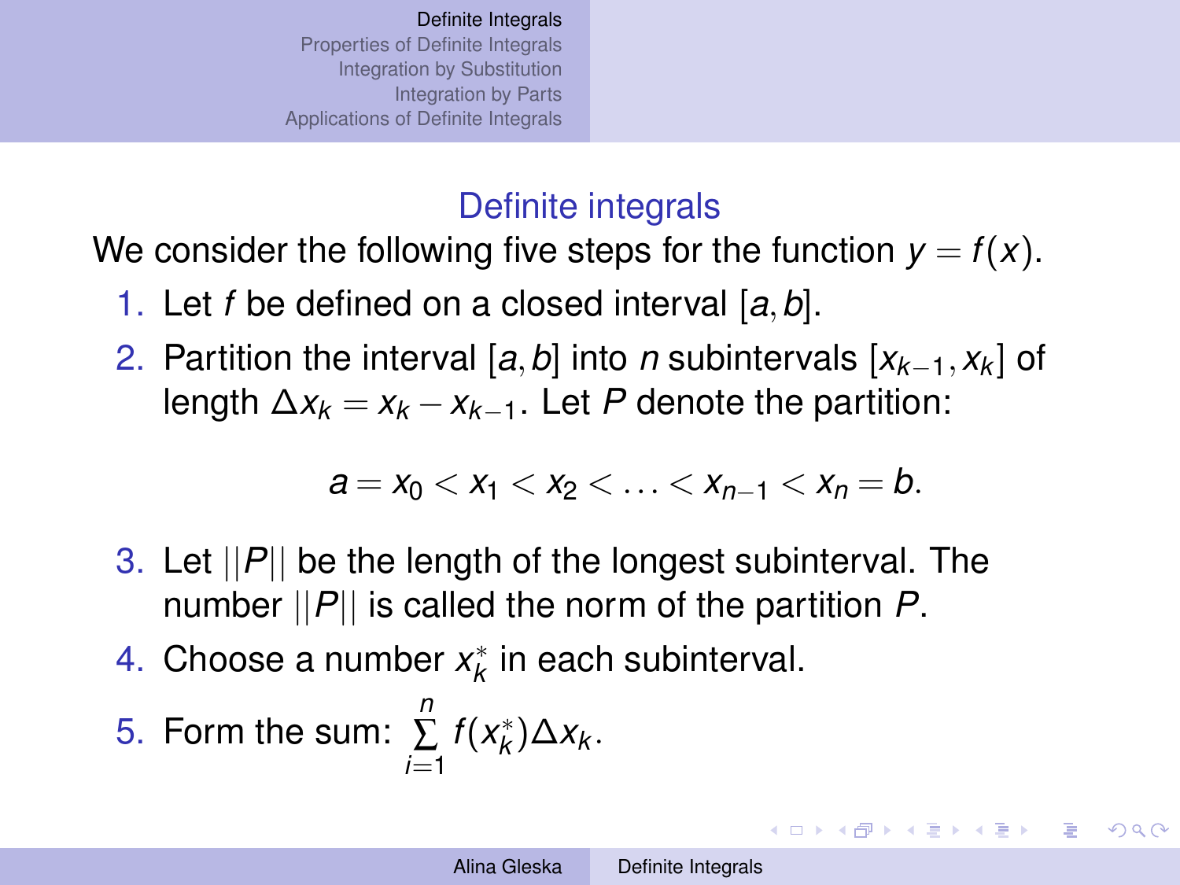## Definite integrals

We consider the following five steps for the function $y = f(x)$.

1. Let $f$ be defined on a closed interval $[a, b]$.
2. Partition the interval $[a, b]$ into $n$ subintervals $[x_{k-1}, x_k]$ of length $\Delta x_k = x_k - x_{k-1}$. Let $P$ denote the partition:

$$a = x_0 < x_1 < x_2 < \ldots < x_{n-1} < x_n = b.$$

3. Let $||P||$ be the length of the longest subinterval. The number $||P||$ is called the norm of the partition $P$.
4. Choose a number $x_k^*$ in each subinterval.
5. Form the sum: $\sum_{i=1}^{n} f(x_k^*)\Delta x_k$.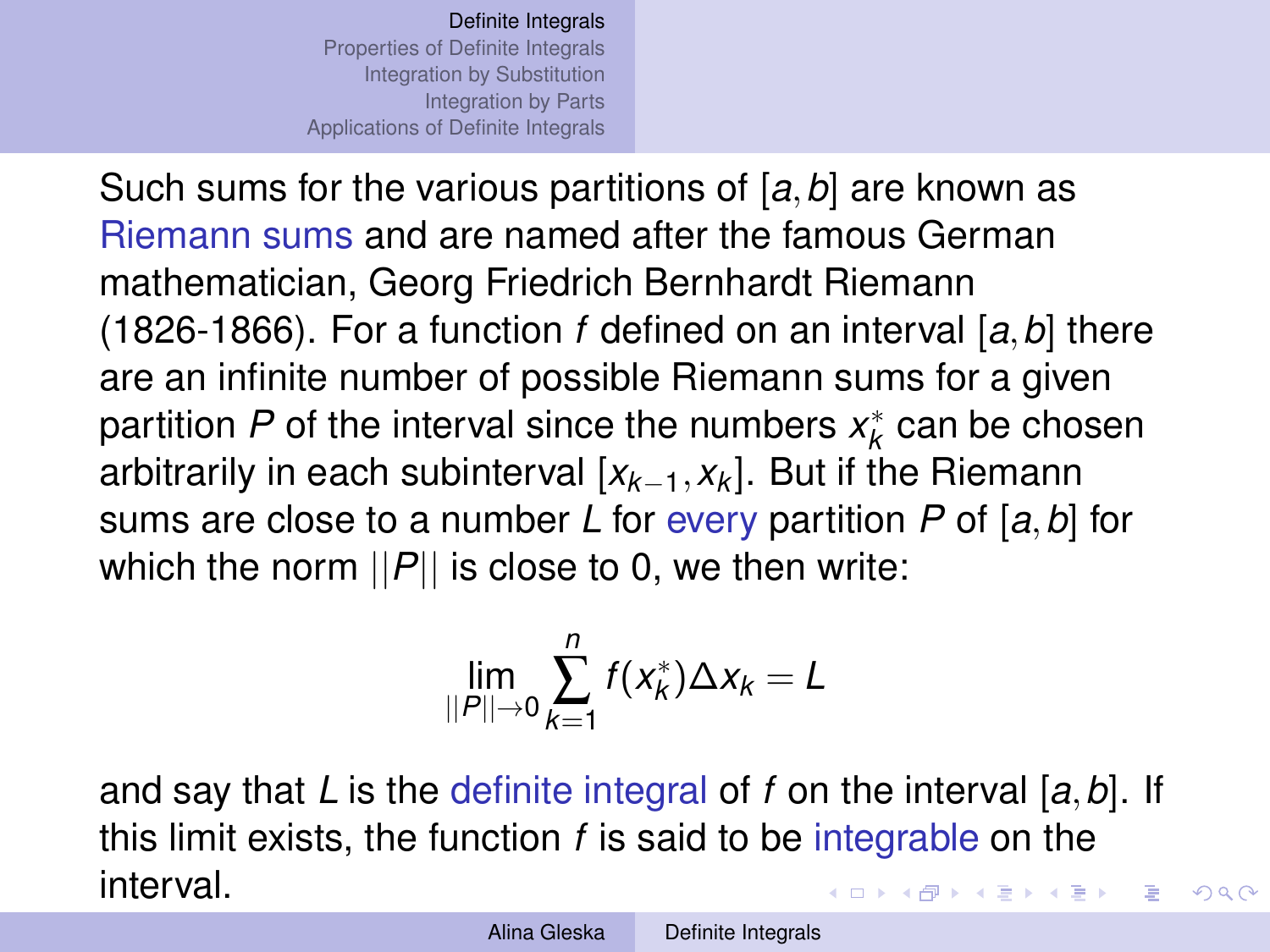Such sums for the various partitions of $[a, b]$ are known as Riemann sums and are named after the famous German mathematician, Georg Friedrich Bernhardt Riemann (1826-1866). For a function $f$ defined on an interval $[a, b]$ there are an infinite number of possible Riemann sums for a given partition $P$ of the interval since the numbers $x_k^*$ can be chosen arbitrarily in each subinterval $[x_{k-1}, x_k]$. But if the Riemann sums are close to a number $L$ for every partition $P$ of $[a, b]$ for which the norm $||P||$ is close to 0, we then write:

$$\lim_{||P|| \to 0} \sum_{k=1}^{n} f(x_k^*) \Delta x_k = L$$

and say that $L$ is the definite integral of $f$ on the interval $[a, b]$. If this limit exists, the function $f$ is said to be integrable on the interval.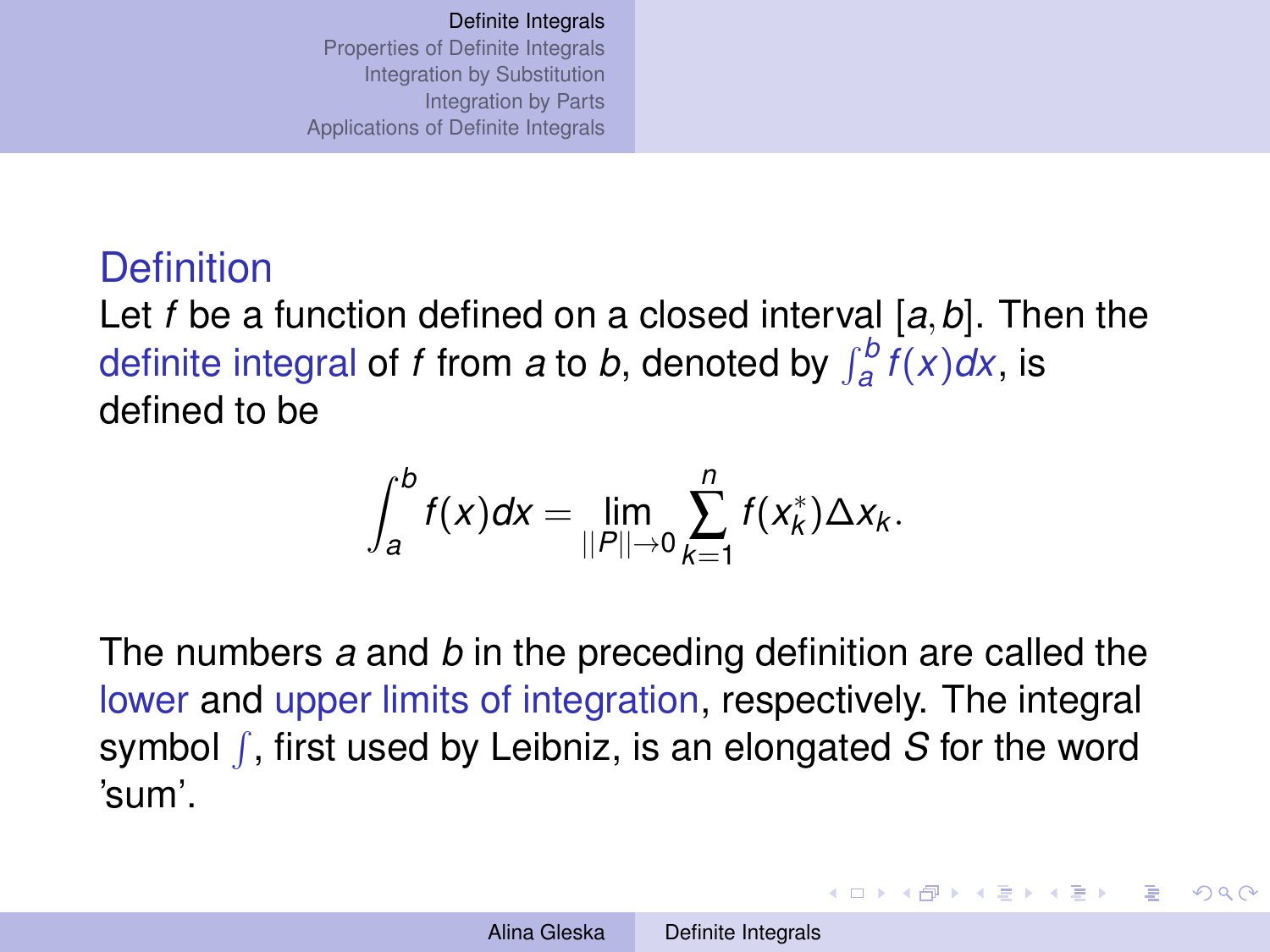## Definition

Let $f$ be a function defined on a closed interval $[a, b]$. Then the definite integral of $f$ from $a$ to $b$, denoted by $\int_a^b f(x)dx$, is defined to be

$$\int_a^b f(x)dx = \lim_{||P|| \to 0} \sum_{k=1}^{n} f(x_k^*) \Delta x_k.$$

The numbers $a$ and $b$ in the preceding definition are called the lower and upper limits of integration, respectively. The integral symbol $\int$, first used by Leibniz, is an elongated $S$ for the word 'sum'.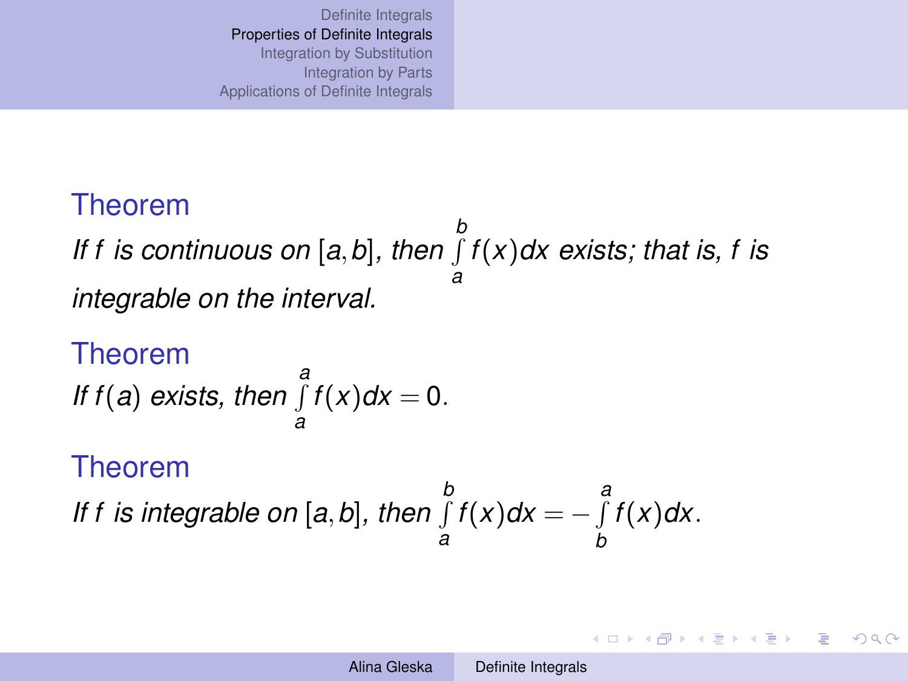**Theorem**

*If $f$ is continuous on $[a,b]$, then $\int\limits_a^b f(x)dx$ exists; that is, $f$ is integrable on the interval.*

**Theorem**

*If $f(a)$ exists, then $\int\limits_a^a f(x)dx = 0$.*

**Theorem**

*If $f$ is integrable on $[a,b]$, then $\int\limits_a^b f(x)dx = -\int\limits_b^a f(x)dx$.*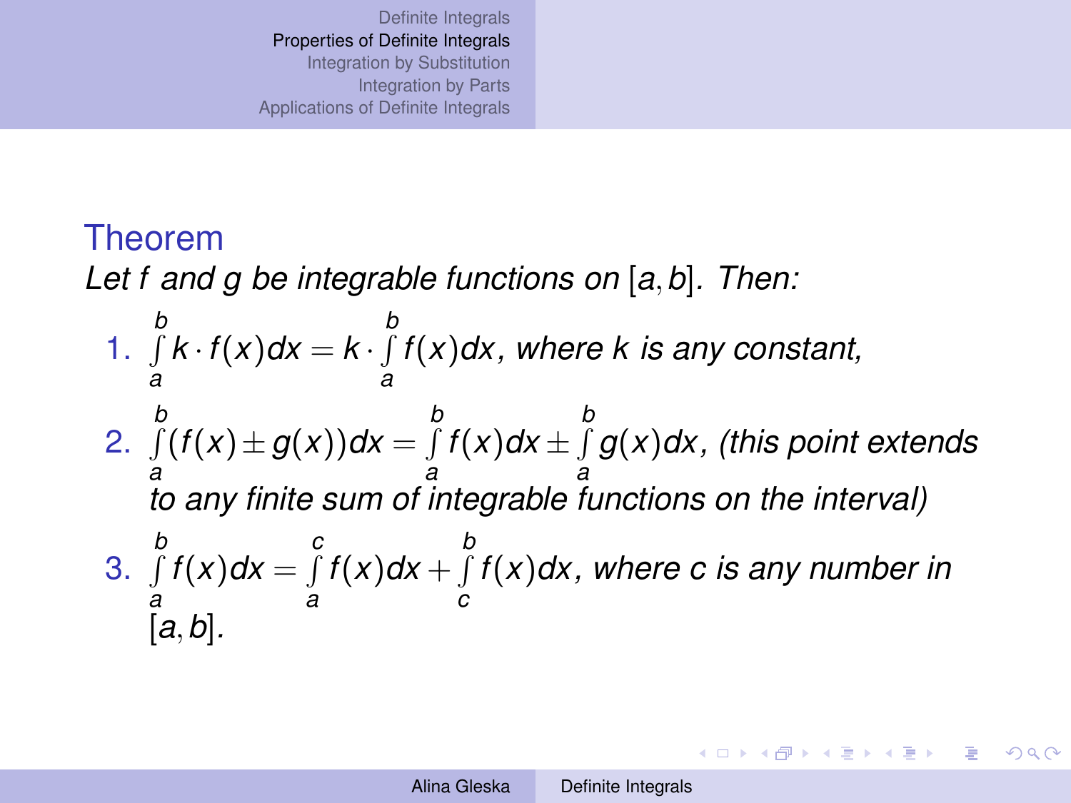## Theorem

*Let $f$ and $g$ be integrable functions on $[a, b]$. Then:*

1. $\int_a^b k \cdot f(x)dx = k \cdot \int_a^b f(x)dx$, *where $k$ is any constant,*
2. $\int_a^b (f(x) \pm g(x))dx = \int_a^b f(x)dx \pm \int_a^b g(x)dx$, *(this point extends to any finite sum of integrable functions on the interval)*
3. $\int_a^b f(x)dx = \int_a^c f(x)dx + \int_c^b f(x)dx$, *where $c$ is any number in* $[a, b]$.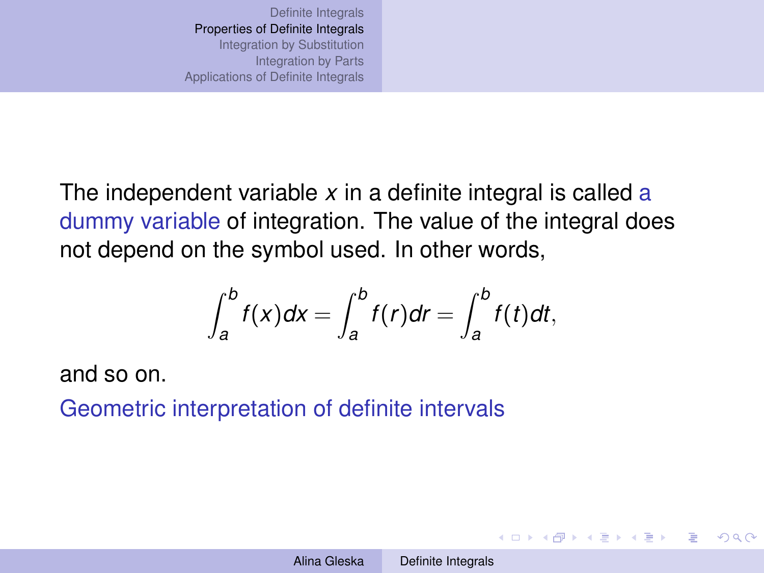The independent variable $x$ in a definite integral is called a dummy variable of integration. The value of the integral does not depend on the symbol used. In other words,

$$\int_a^b f(x)dx = \int_a^b f(r)dr = \int_a^b f(t)dt,$$

and so on.

Geometric interpretation of definite intervals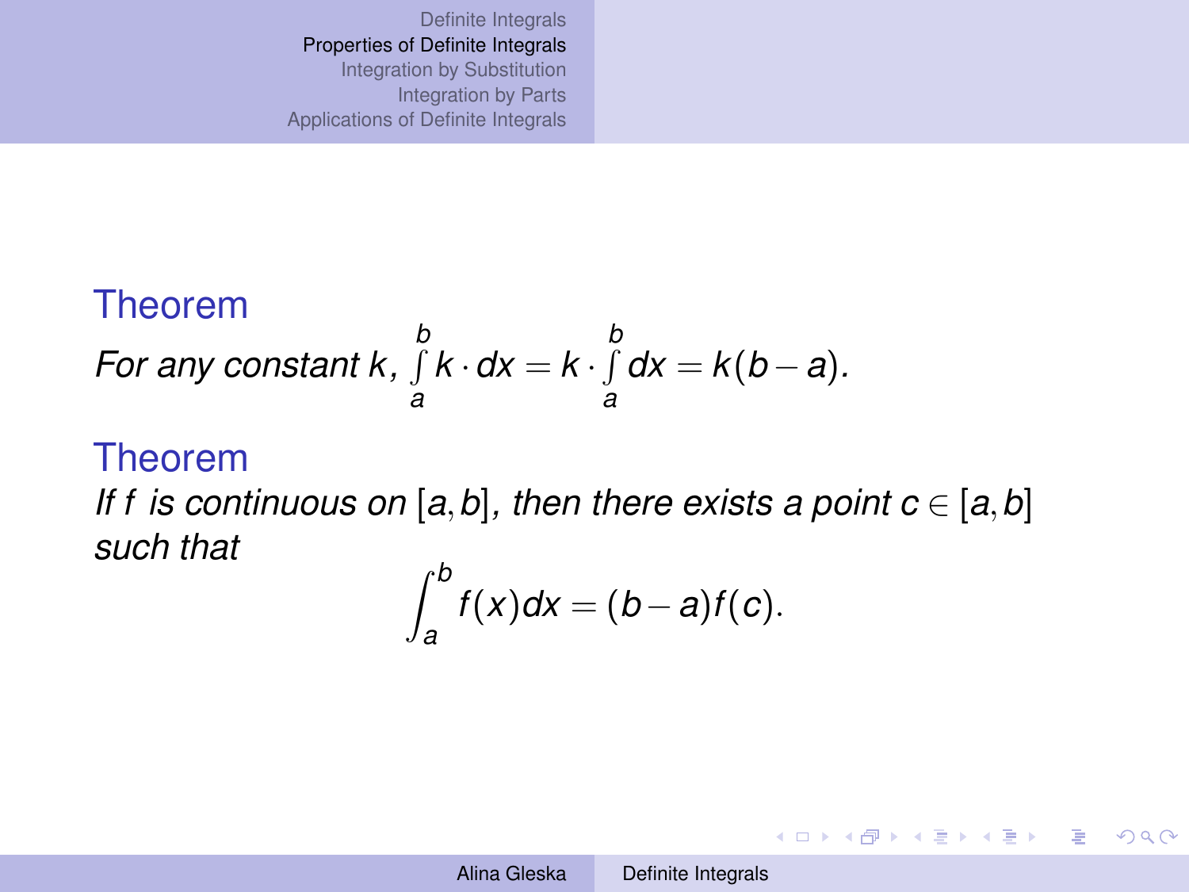**Theorem**

*For any constant $k$,* $\int_a^b k \cdot dx = k \cdot \int_a^b dx = k(b-a)$.

**Theorem**

*If $f$ is continuous on $[a,b]$, then there exists a point $c \in [a,b]$ such that*

$$\int_a^b f(x)dx = (b-a)f(c).$$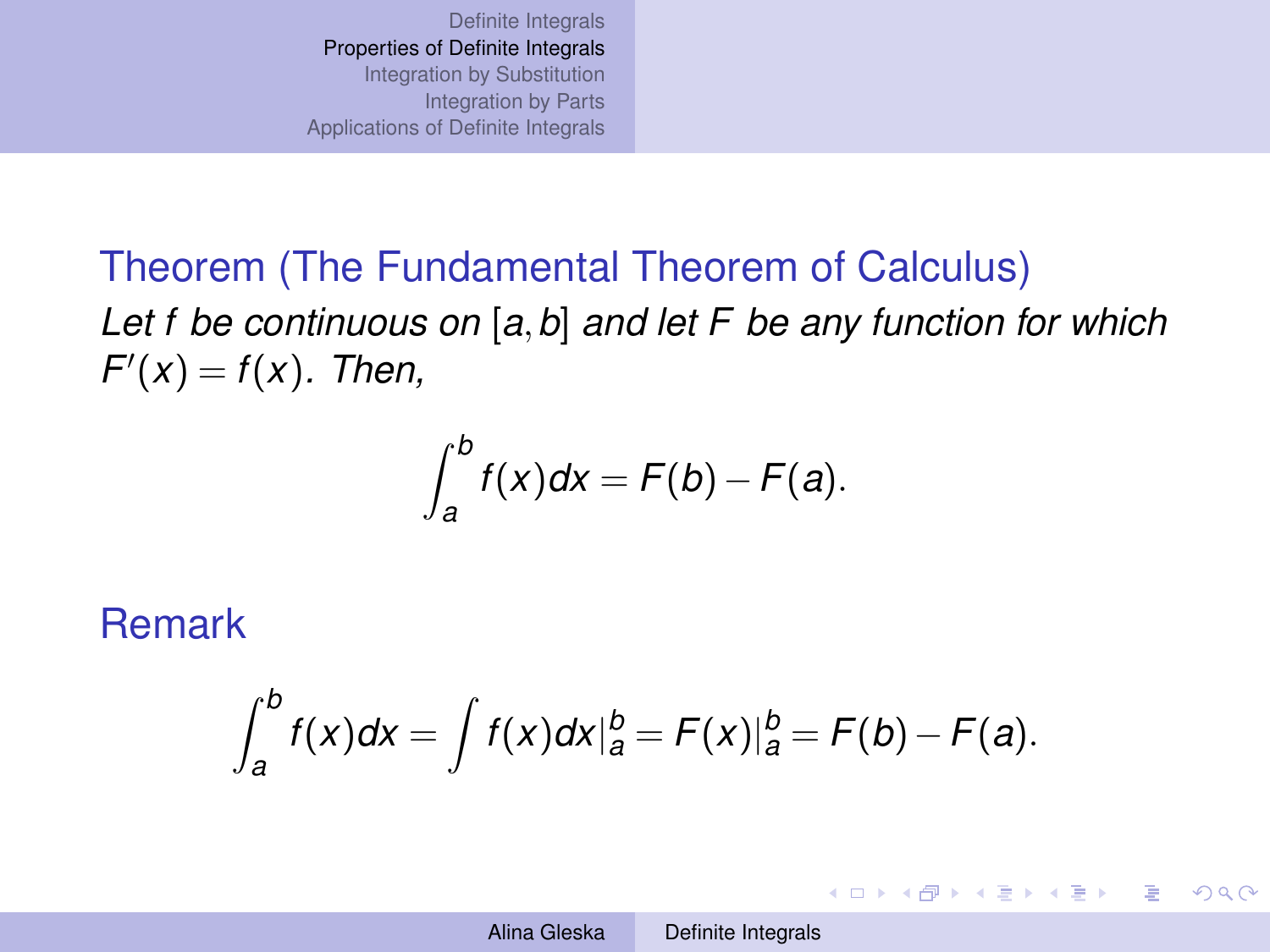### Theorem (The Fundamental Theorem of Calculus)

*Let $f$ be continuous on $[a, b]$ and let $F$ be any function for which $F'(x) = f(x)$. Then,*

$$\int_a^b f(x)dx = F(b) - F(a).$$

### Remark

$$\int_a^b f(x)dx = \int f(x)dx|_a^b = F(x)|_a^b = F(b) - F(a).$$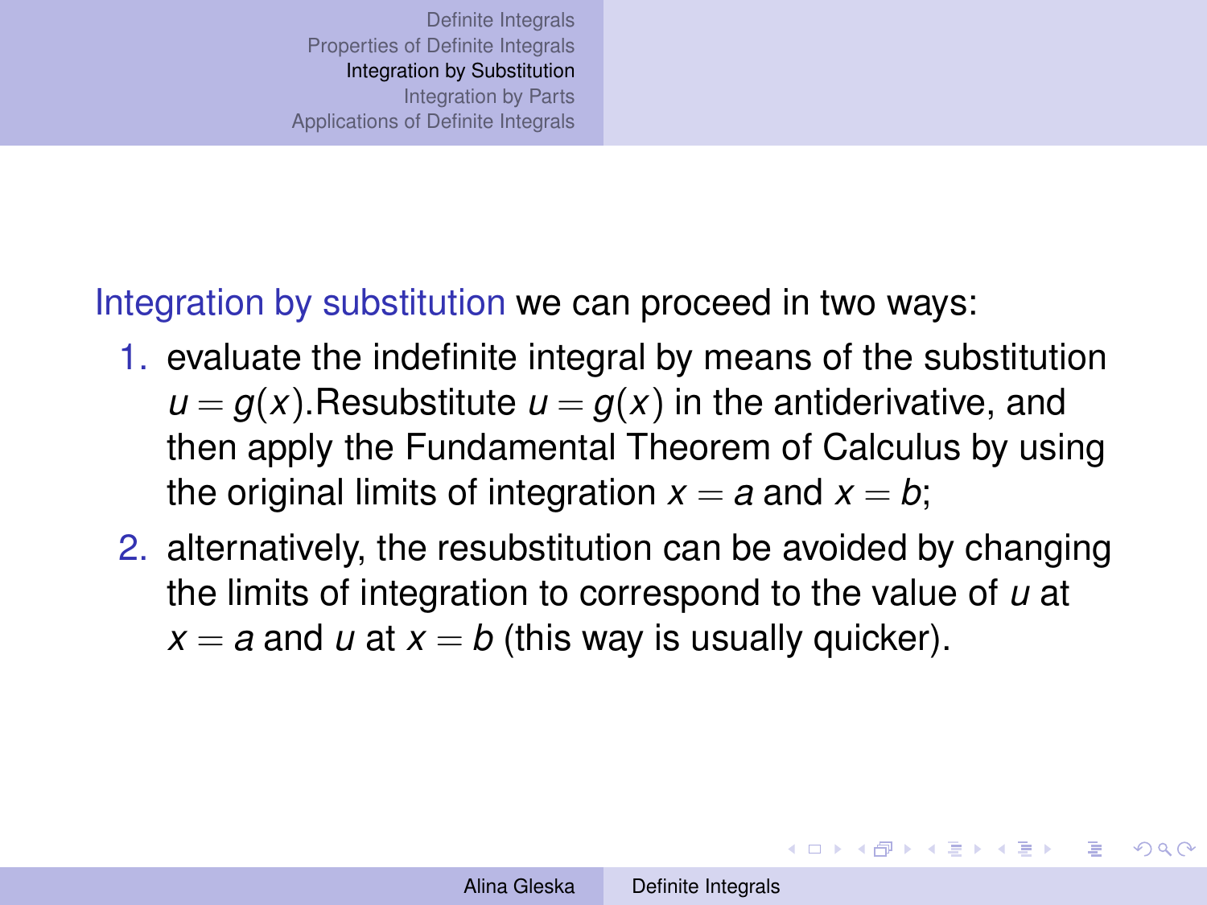Integration by substitution we can proceed in two ways:

1. evaluate the indefinite integral by means of the substitution $u = g(x)$.Resubstitute $u = g(x)$ in the antiderivative, and then apply the Fundamental Theorem of Calculus by using the original limits of integration $x = a$ and $x = b$;
2. alternatively, the resubstitution can be avoided by changing the limits of integration to correspond to the value of $u$ at $x = a$ and $u$ at $x = b$ (this way is usually quicker).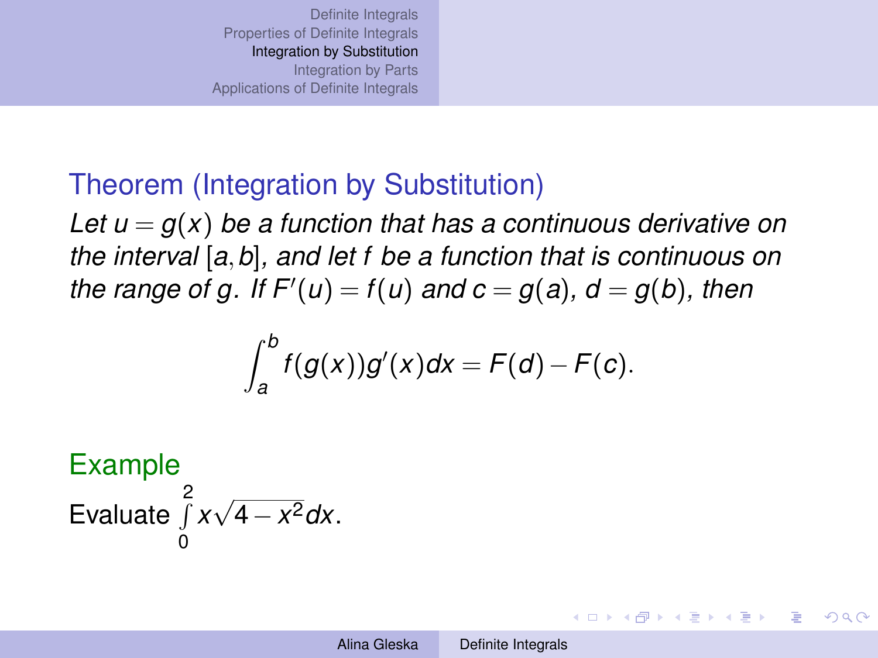## Theorem (Integration by Substitution)

*Let $u = g(x)$ be a function that has a continuous derivative on the interval $[a, b]$, and let $f$ be a function that is continuous on the range of $g$. If $F'(u) = f(u)$ and $c = g(a)$, $d = g(b)$, then*

$$\int_a^b f(g(x))g'(x)dx = F(d) - F(c).$$

## Example

Evaluate $\int_0^2 x\sqrt{4 - x^2}dx$.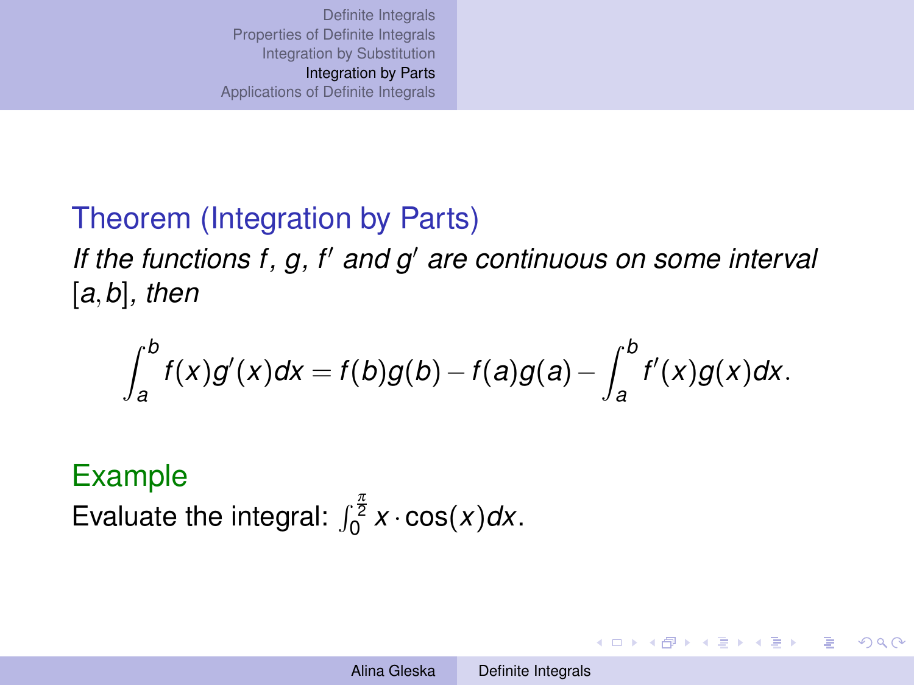**Theorem (Integration by Parts)**

*If the functions $f$, $g$, $f'$ and $g'$ are continuous on some interval $[a,b]$, then*

$$\int_a^b f(x)g'(x)dx = f(b)g(b) - f(a)g(a) - \int_a^b f'(x)g(x)dx.$$

**Example**

Evaluate the integral: $\int_0^{\frac{\pi}{2}} x \cdot \cos(x)dx$.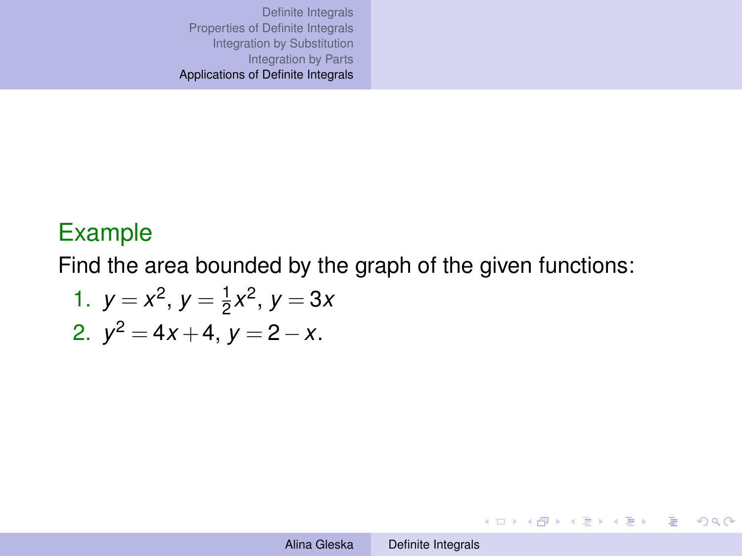## Example

Find the area bounded by the graph of the given functions:

1. $y = x^2$, $y = \frac{1}{2}x^2$, $y = 3x$
2. $y^2 = 4x + 4$, $y = 2 - x$.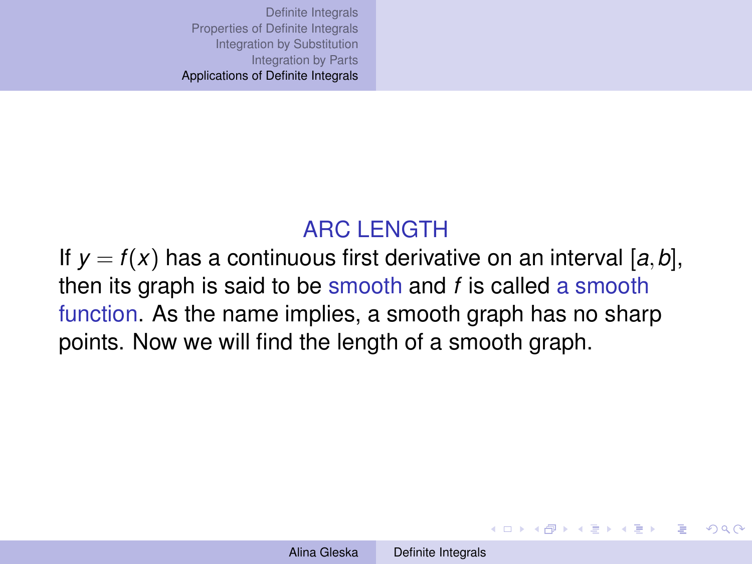## ARC LENGTH

If $y = f(x)$ has a continuous first derivative on an interval $[a, b]$, then its graph is said to be smooth and $f$ is called a smooth function. As the name implies, a smooth graph has no sharp points. Now we will find the length of a smooth graph.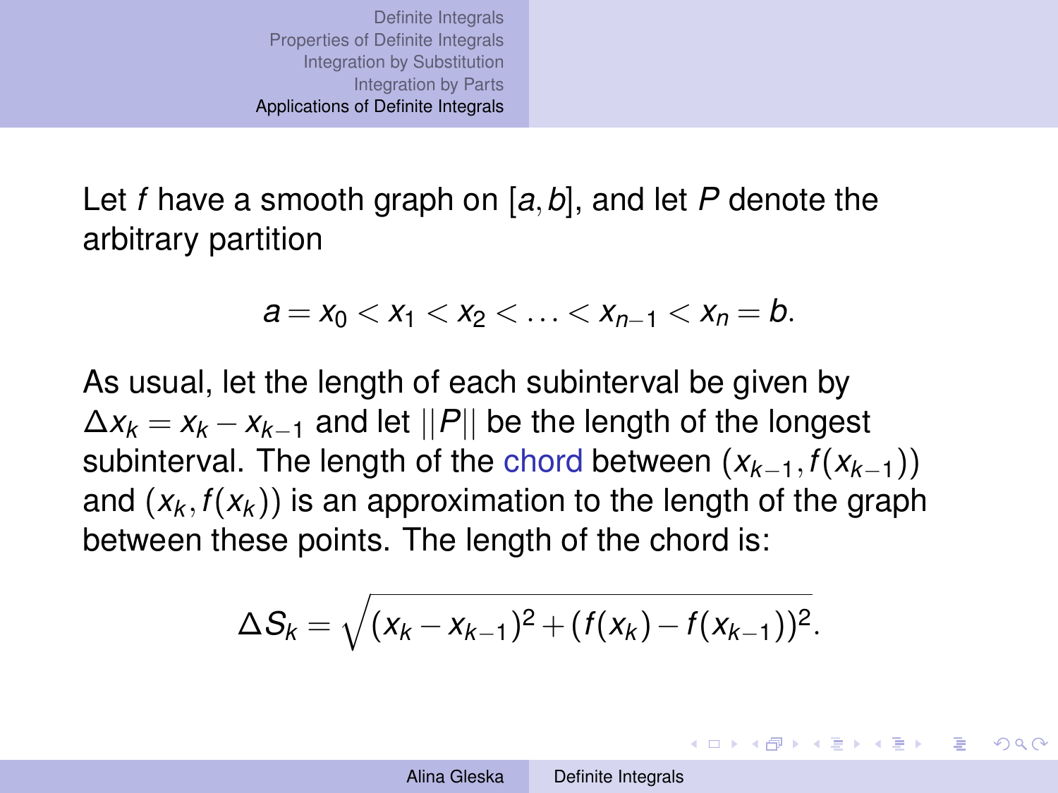Let $f$ have a smooth graph on $[a,b]$, and let $P$ denote the arbitrary partition

$$a = x_0 < x_1 < x_2 < \ldots < x_{n-1} < x_n = b.$$

As usual, let the length of each subinterval be given by $\Delta x_k = x_k - x_{k-1}$ and let $||P||$ be the length of the longest subinterval. The length of the chord between $(x_{k-1}, f(x_{k-1}))$ and $(x_k, f(x_k))$ is an approximation to the length of the graph between these points. The length of the chord is:

$$\Delta S_k = \sqrt{(x_k - x_{k-1})^2 + (f(x_k) - f(x_{k-1}))^2}.$$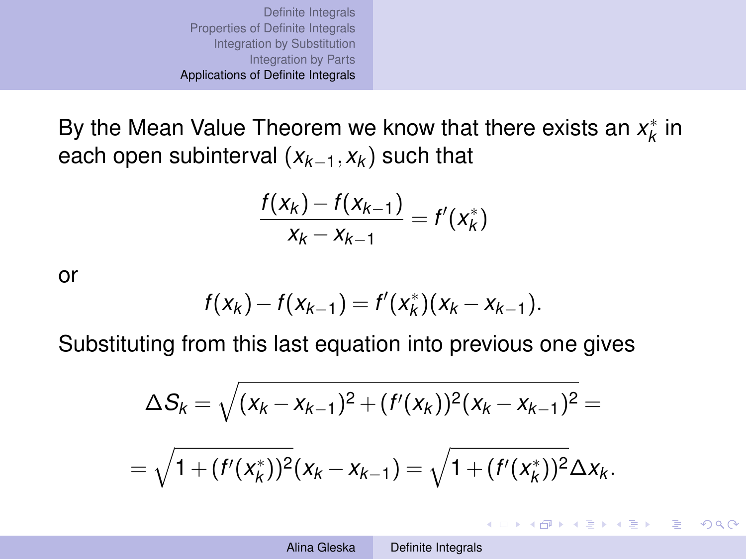By the Mean Value Theorem we know that there exists an $x_k^*$ in each open subinterval $(x_{k-1}, x_k)$ such that

$$\frac{f(x_k) - f(x_{k-1})}{x_k - x_{k-1}} = f'(x_k^*)$$

or

$$f(x_k) - f(x_{k-1}) = f'(x_k^*)(x_k - x_{k-1}).$$

Substituting from this last equation into previous one gives

$$\Delta S_k = \sqrt{(x_k - x_{k-1})^2 + (f'(x_k))^2 (x_k - x_{k-1})^2} =$$

$$= \sqrt{1 + (f'(x_k^*))^2}(x_k - x_{k-1}) = \sqrt{1 + (f'(x_k^*))^2}\Delta x_k.$$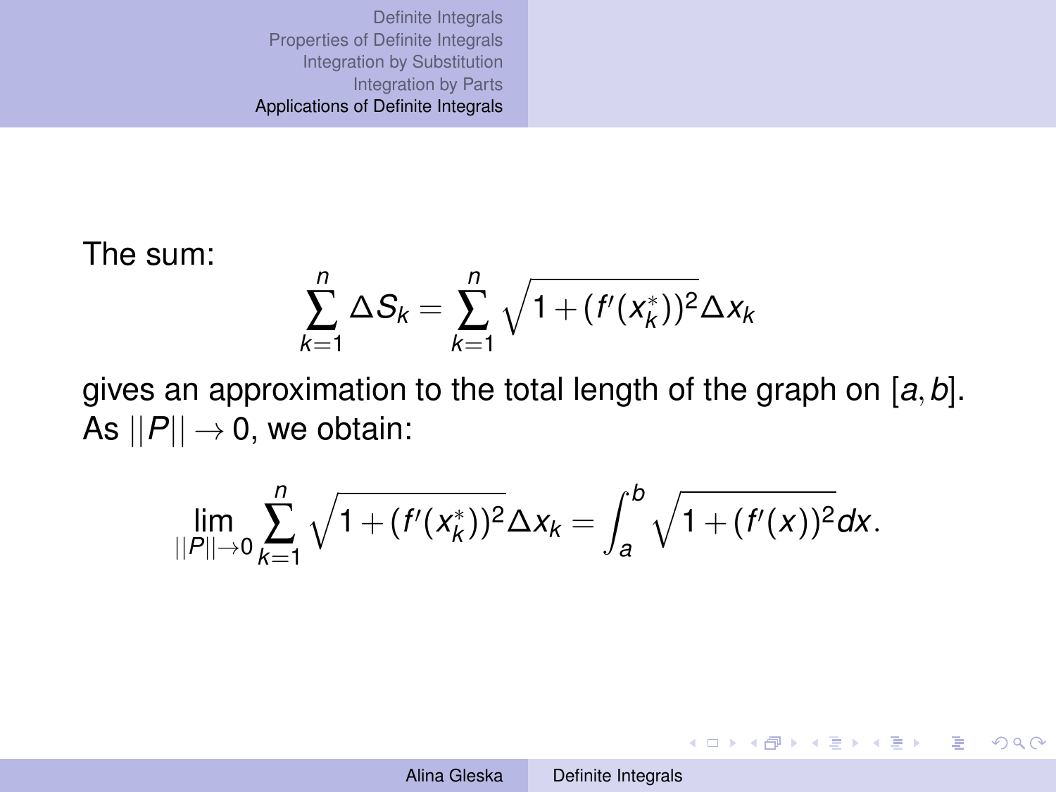The sum:

$$\sum_{k=1}^{n} \Delta S_k = \sum_{k=1}^{n} \sqrt{1 + (f'(x_k^*))^2} \Delta x_k$$

gives an approximation to the total length of the graph on $[a, b]$. As $||P|| \to 0$, we obtain:

$$\lim_{||P|| \to 0} \sum_{k=1}^{n} \sqrt{1 + (f'(x_k^*))^2} \Delta x_k = \int_a^b \sqrt{1 + (f'(x))^2} dx.$$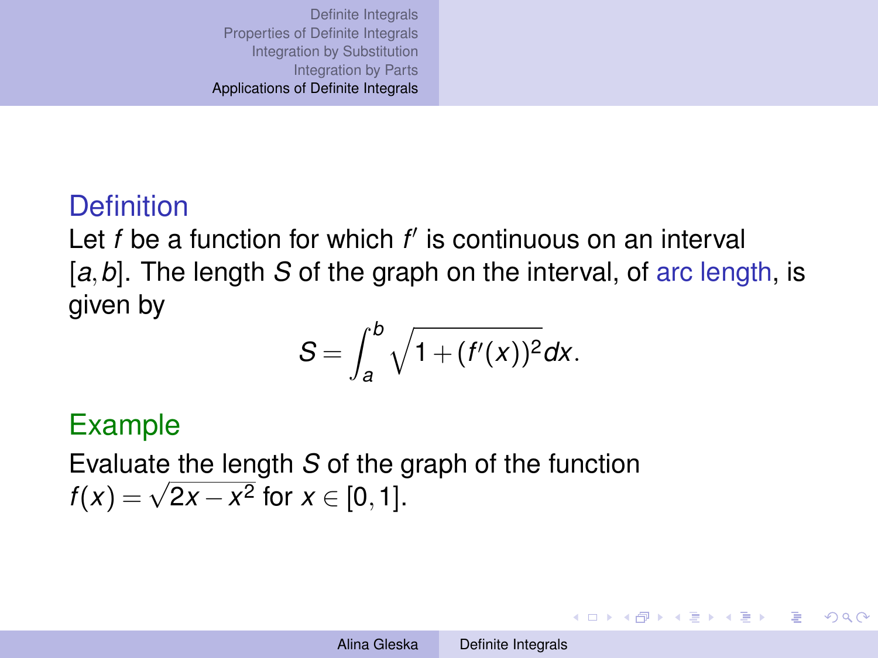**Definition**

Let $f$ be a function for which $f'$ is continuous on an interval $[a,b]$. The length $S$ of the graph on the interval, of arc length, is given by

$$S = \int_a^b \sqrt{1 + (f'(x))^2} dx.$$

**Example**

Evaluate the length $S$ of the graph of the function $f(x) = \sqrt{2x - x^2}$ for $x \in [0,1]$.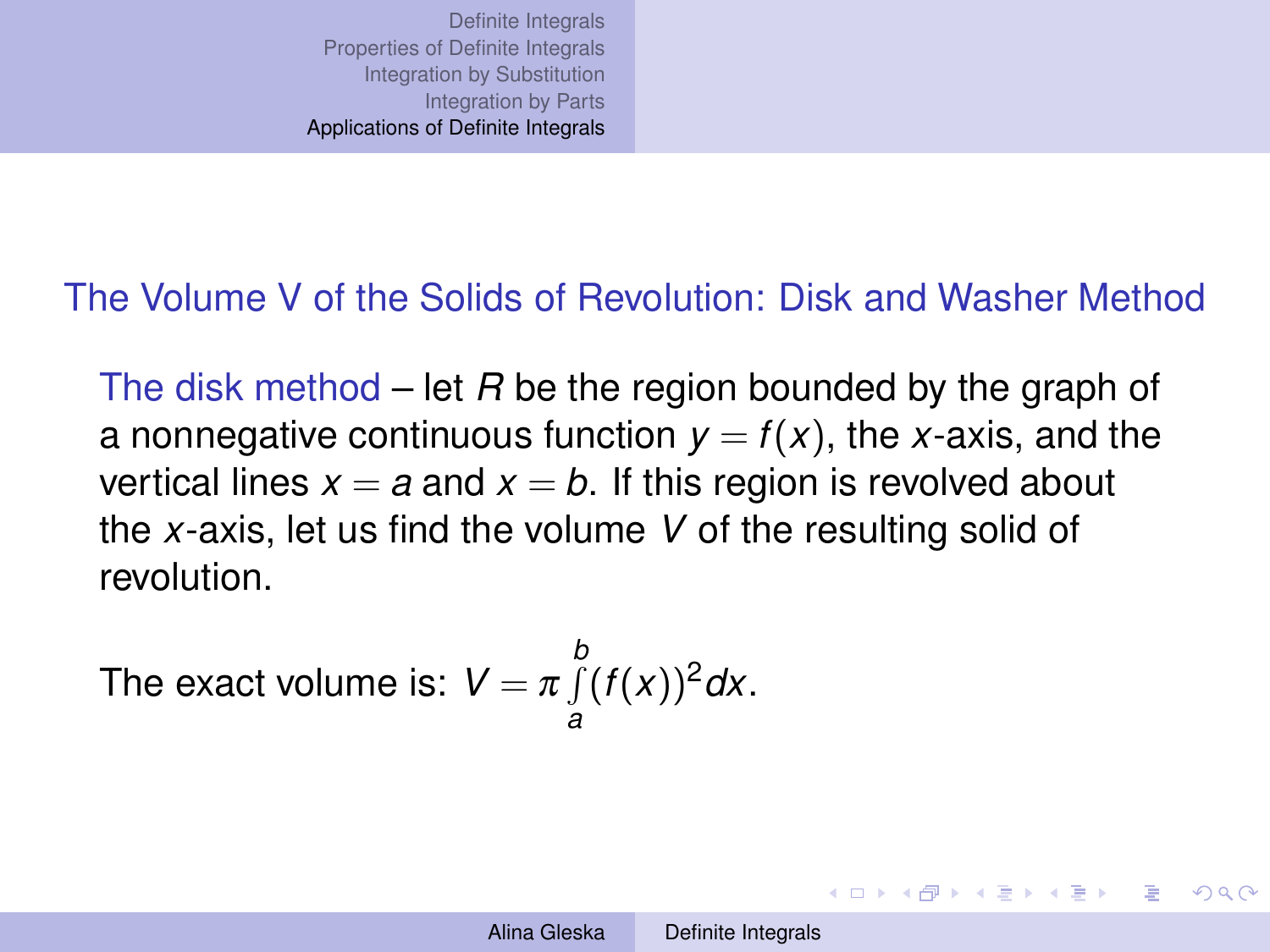## The Volume V of the Solids of Revolution: Disk and Washer Method

The disk method – let $R$ be the region bounded by the graph of a nonnegative continuous function $y = f(x)$, the $x$-axis, and the vertical lines $x = a$ and $x = b$. If this region is revolved about the $x$-axis, let us find the volume $V$ of the resulting solid of revolution.

The exact volume is: $V = \pi \int_a^b (f(x))^2 dx$.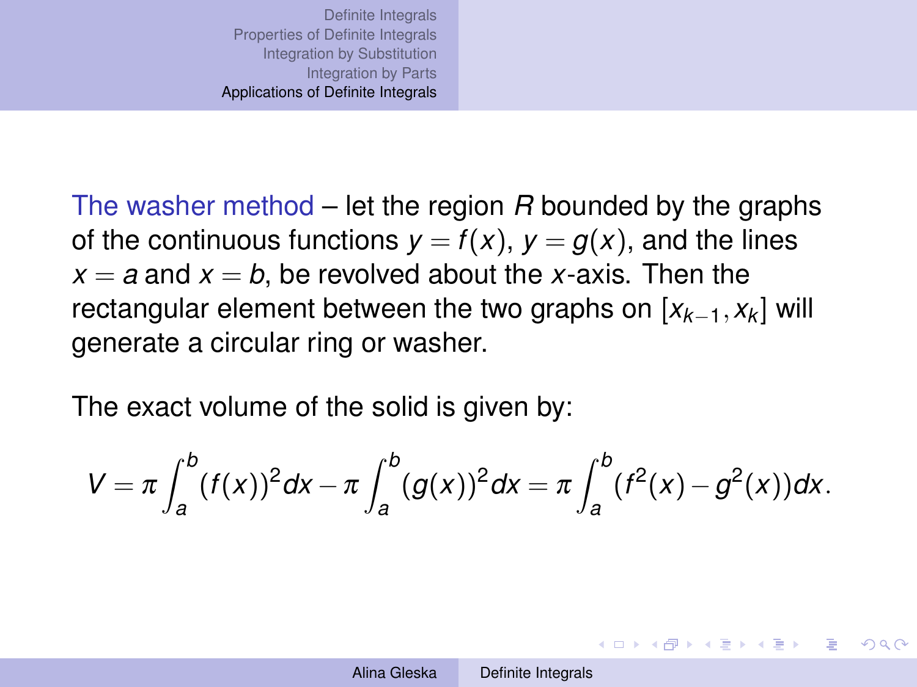The washer method – let the region $R$ bounded by the graphs of the continuous functions $y = f(x)$, $y = g(x)$, and the lines $x = a$ and $x = b$, be revolved about the $x$-axis. Then the rectangular element between the two graphs on $[x_{k-1}, x_k]$ will generate a circular ring or washer.

The exact volume of the solid is given by:

$$V = \pi \int_a^b (f(x))^2 dx - \pi \int_a^b (g(x))^2 dx = \pi \int_a^b (f^2(x) - g^2(x)) dx.$$